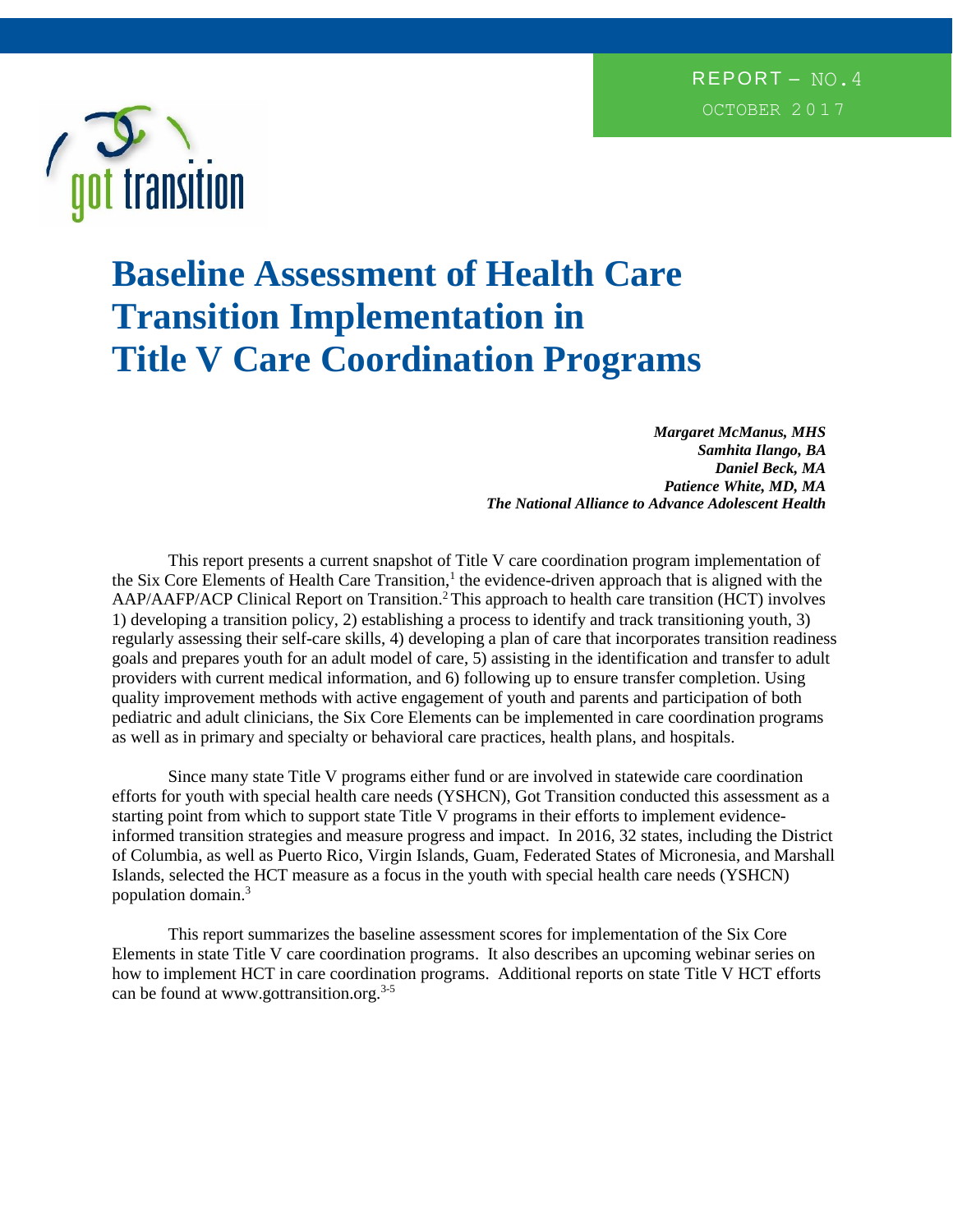REPORT – NO.4

OCTOBER 2017

got transition

# Baseline Assessment of Health Care Transition Implementation in Title V Care Coordination Programs

*Margaret McManus, MHS*
*Samhita Ilango, BA*
*Daniel Beck, MA*
*Patience White, MD, MA*
*The National Alliance to Advance Adolescent Health*

This report presents a current snapshot of Title V care coordination program implementation of the Six Core Elements of Health Care Transition,[1] the evidence-driven approach that is aligned with the AAP/AAFP/ACP Clinical Report on Transition.[2] This approach to health care transition (HCT) involves 1) developing a transition policy, 2) establishing a process to identify and track transitioning youth, 3) regularly assessing their self-care skills, 4) developing a plan of care that incorporates transition readiness goals and prepares youth for an adult model of care, 5) assisting in the identification and transfer to adult providers with current medical information, and 6) following up to ensure transfer completion. Using quality improvement methods with active engagement of youth and parents and participation of both pediatric and adult clinicians, the Six Core Elements can be implemented in care coordination programs as well as in primary and specialty or behavioral care practices, health plans, and hospitals.

Since many state Title V programs either fund or are involved in statewide care coordination efforts for youth with special health care needs (YSHCN), Got Transition conducted this assessment as a starting point from which to support state Title V programs in their efforts to implement evidence-informed transition strategies and measure progress and impact. In 2016, 32 states, including the District of Columbia, as well as Puerto Rico, Virgin Islands, Guam, Federated States of Micronesia, and Marshall Islands, selected the HCT measure as a focus in the youth with special health care needs (YSHCN) population domain.[3]

This report summarizes the baseline assessment scores for implementation of the Six Core Elements in state Title V care coordination programs. It also describes an upcoming webinar series on how to implement HCT in care coordination programs. Additional reports on state Title V HCT efforts can be found at www.gottransition.org.[3-5]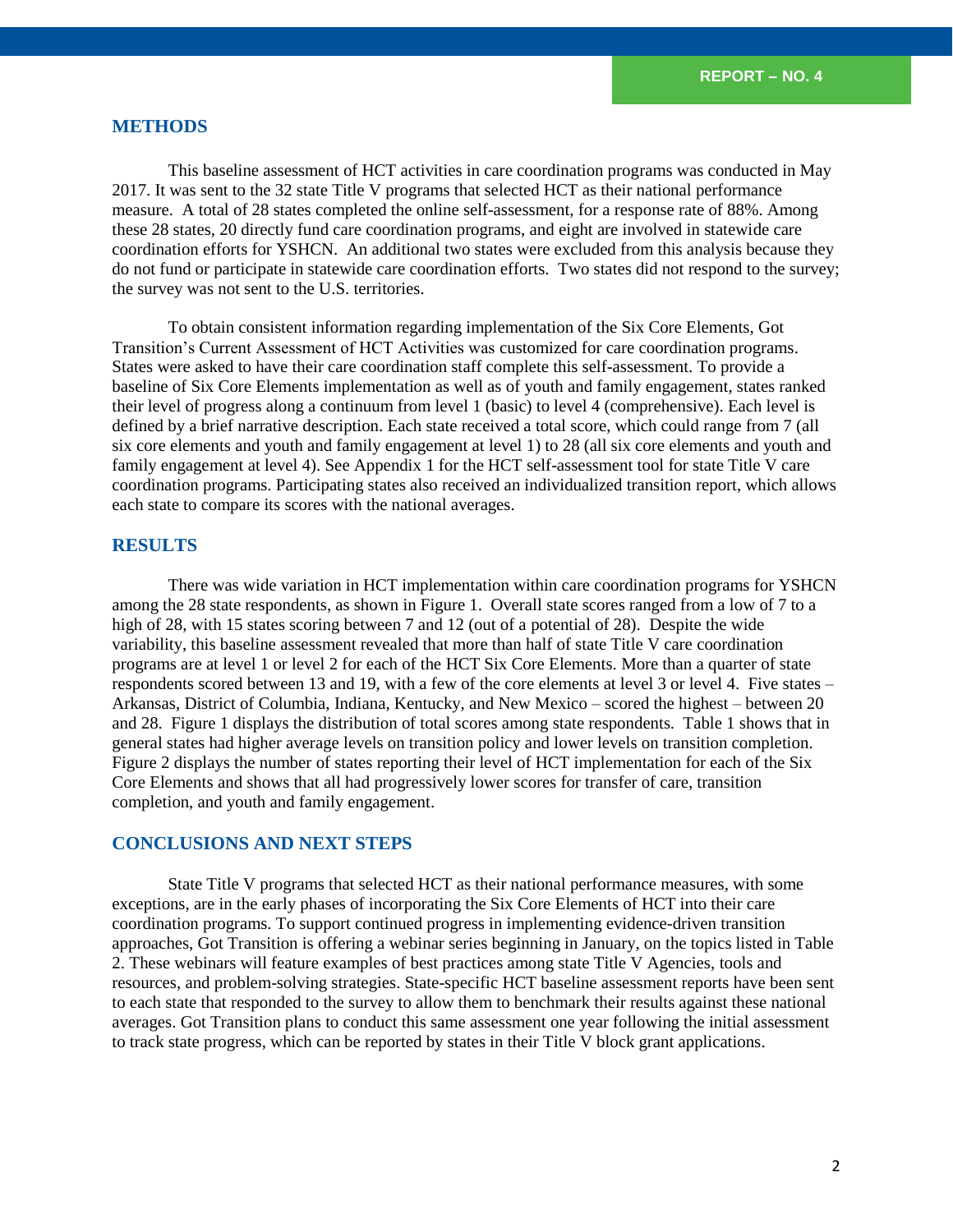## METHODS

This baseline assessment of HCT activities in care coordination programs was conducted in May 2017. It was sent to the 32 state Title V programs that selected HCT as their national performance measure. A total of 28 states completed the online self-assessment, for a response rate of 88%. Among these 28 states, 20 directly fund care coordination programs, and eight are involved in statewide care coordination efforts for YSHCN. An additional two states were excluded from this analysis because they do not fund or participate in statewide care coordination efforts. Two states did not respond to the survey; the survey was not sent to the U.S. territories.

To obtain consistent information regarding implementation of the Six Core Elements, Got Transition's Current Assessment of HCT Activities was customized for care coordination programs. States were asked to have their care coordination staff complete this self-assessment. To provide a baseline of Six Core Elements implementation as well as of youth and family engagement, states ranked their level of progress along a continuum from level 1 (basic) to level 4 (comprehensive). Each level is defined by a brief narrative description. Each state received a total score, which could range from 7 (all six core elements and youth and family engagement at level 1) to 28 (all six core elements and youth and family engagement at level 4). See Appendix 1 for the HCT self-assessment tool for state Title V care coordination programs. Participating states also received an individualized transition report, which allows each state to compare its scores with the national averages.

## RESULTS

There was wide variation in HCT implementation within care coordination programs for YSHCN among the 28 state respondents, as shown in Figure 1. Overall state scores ranged from a low of 7 to a high of 28, with 15 states scoring between 7 and 12 (out of a potential of 28). Despite the wide variability, this baseline assessment revealed that more than half of state Title V care coordination programs are at level 1 or level 2 for each of the HCT Six Core Elements. More than a quarter of state respondents scored between 13 and 19, with a few of the core elements at level 3 or level 4. Five states – Arkansas, District of Columbia, Indiana, Kentucky, and New Mexico – scored the highest – between 20 and 28. Figure 1 displays the distribution of total scores among state respondents. Table 1 shows that in general states had higher average levels on transition policy and lower levels on transition completion. Figure 2 displays the number of states reporting their level of HCT implementation for each of the Six Core Elements and shows that all had progressively lower scores for transfer of care, transition completion, and youth and family engagement.

## CONCLUSIONS AND NEXT STEPS

State Title V programs that selected HCT as their national performance measures, with some exceptions, are in the early phases of incorporating the Six Core Elements of HCT into their care coordination programs. To support continued progress in implementing evidence-driven transition approaches, Got Transition is offering a webinar series beginning in January, on the topics listed in Table 2. These webinars will feature examples of best practices among state Title V Agencies, tools and resources, and problem-solving strategies. State-specific HCT baseline assessment reports have been sent to each state that responded to the survey to allow them to benchmark their results against these national averages. Got Transition plans to conduct this same assessment one year following the initial assessment to track state progress, which can be reported by states in their Title V block grant applications.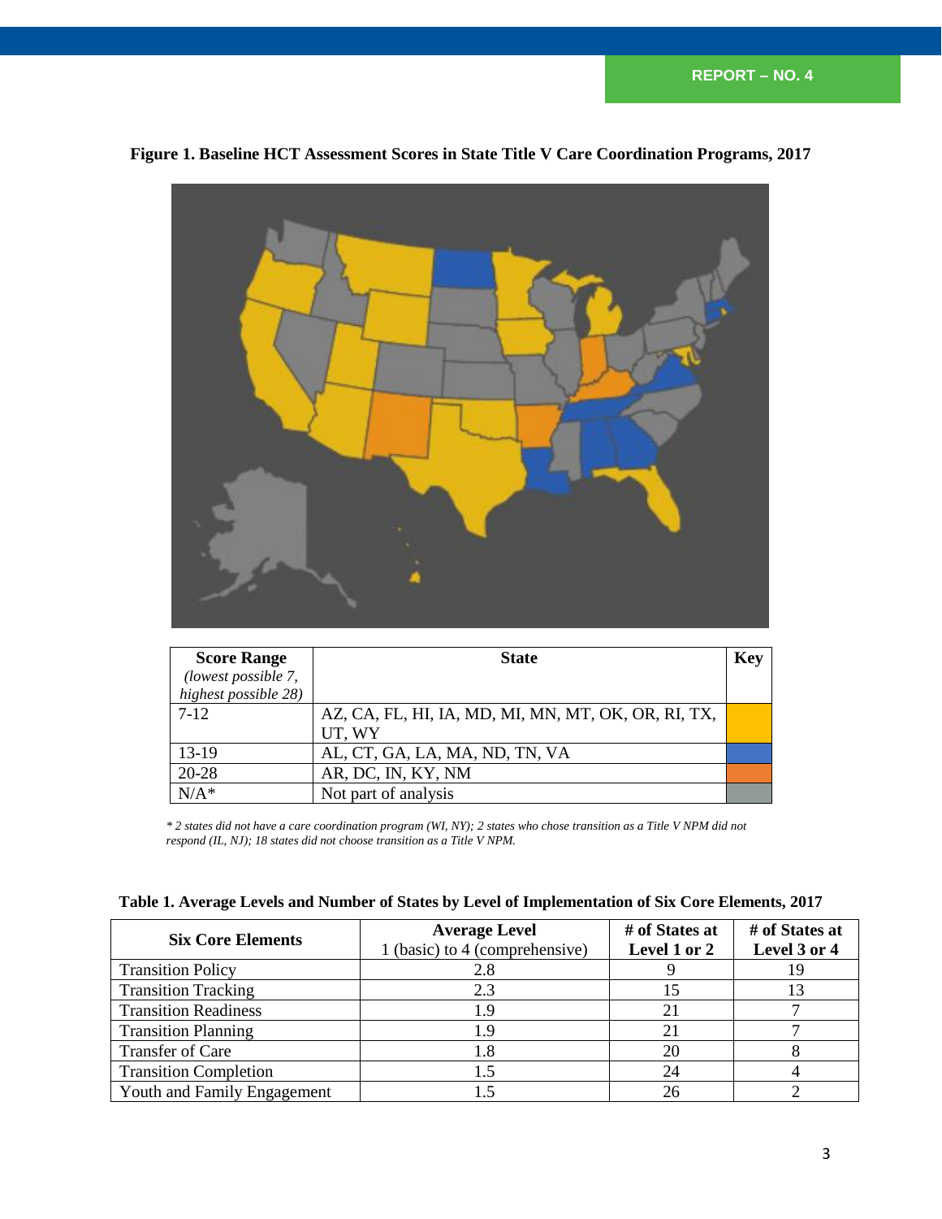**Figure 1. Baseline HCT Assessment Scores in State Title V Care Coordination Programs, 2017**

| **Score Range** *(lowest possible 7, highest possible 28)* | **State** | **Key** |
|---|---|---|
| 7-12 | AZ, CA, FL, HI, IA, MD, MI, MN, MT, OK, OR, RI, TX, UT, WY | |
| 13-19 | AL, CT, GA, LA, MA, ND, TN, VA | |
| 20-28 | AR, DC, IN, KY, NM | |
| N/A* | Not part of analysis | |

*\* 2 states did not have a care coordination program (WI, NY); 2 states who chose transition as a Title V NPM did not respond (IL, NJ); 18 states did not choose transition as a Title V NPM.*

**Table 1. Average Levels and Number of States by Level of Implementation of Six Core Elements, 2017**

| **Six Core Elements** | **Average Level** 1 (basic) to 4 (comprehensive) | **# of States at Level 1 or 2** | **# of States at Level 3 or 4** |
|---|---|---|---|
| Transition Policy | 2.8 | 9 | 19 |
| Transition Tracking | 2.3 | 15 | 13 |
| Transition Readiness | 1.9 | 21 | 7 |
| Transition Planning | 1.9 | 21 | 7 |
| Transfer of Care | 1.8 | 20 | 8 |
| Transition Completion | 1.5 | 24 | 4 |
| Youth and Family Engagement | 1.5 | 26 | 2 |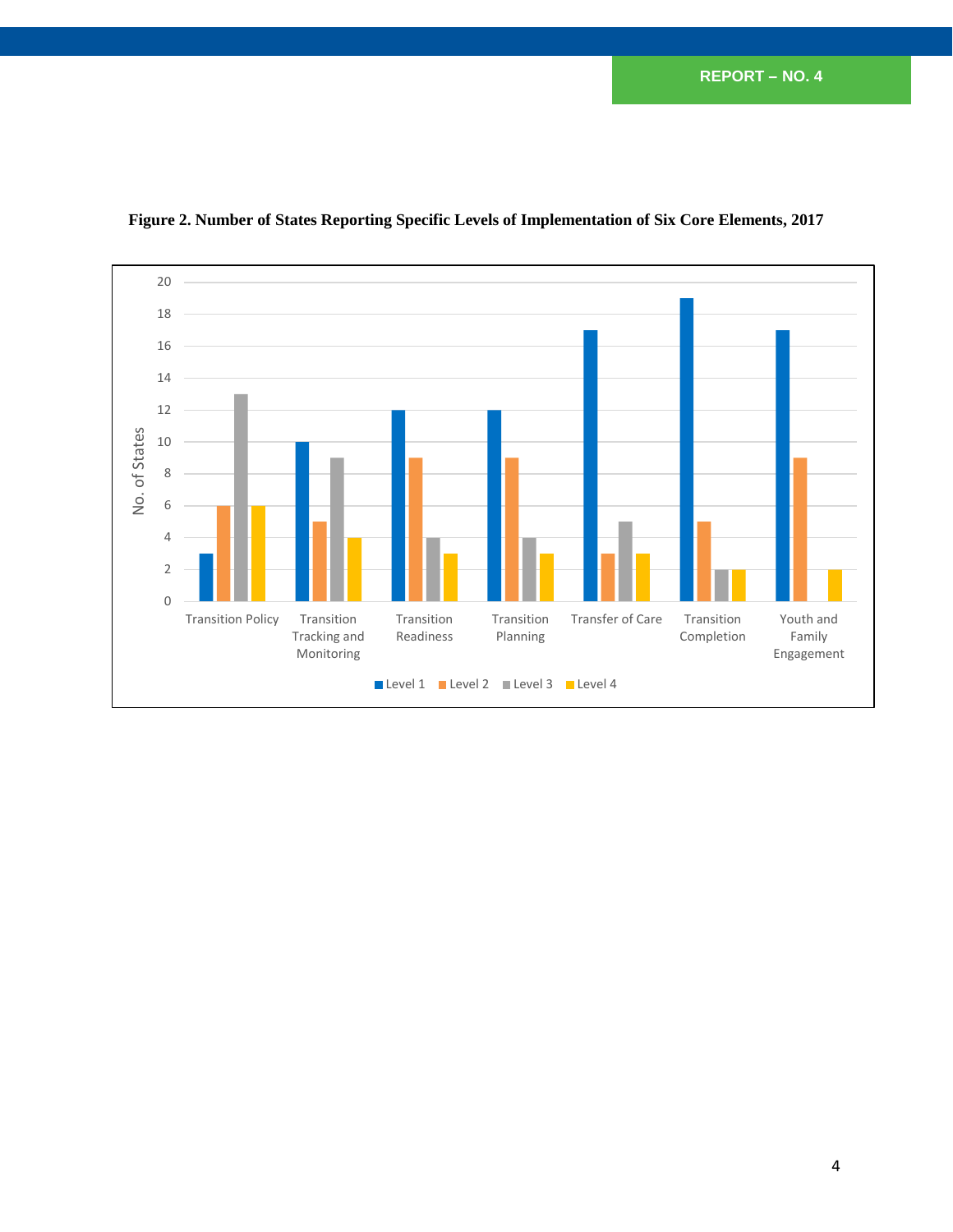**Figure 2. Number of States Reporting Specific Levels of Implementation of Six Core Elements, 2017**

| | Level 1 | Level 2 | Level 3 | Level 4 |
|---|---|---|---|---|
| Transition Policy | 3 | 6 | 13 | 6 |
| Transition Tracking and Monitoring | 10 | 5 | 9 | 4 |
| Transition Readiness | 12 | 9 | 4 | 3 |
| Transition Planning | 12 | 9 | 4 | 3 |
| Transfer of Care | 17 | 3 | 5 | 3 |
| Transition Completion | 19 | 5 | 2 | 2 |
| Youth and Family Engagement | 17 | 9 | 0 | 2 |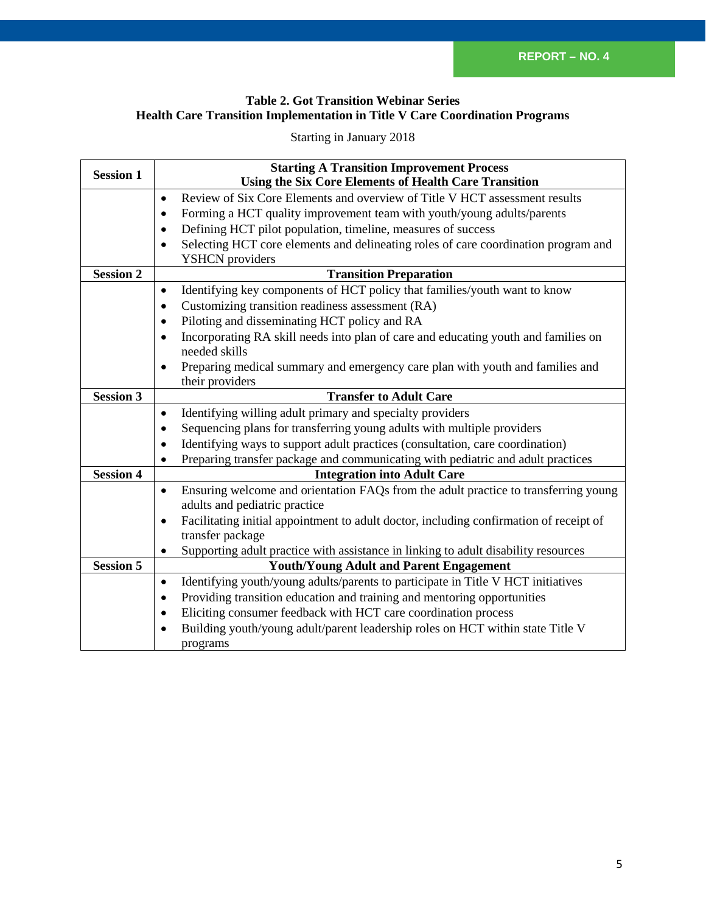**Table 2. Got Transition Webinar Series**
**Health Care Transition Implementation in Title V Care Coordination Programs**

Starting in January 2018

| Session | Content |
|---|---|
| **Session 1** | **Starting A Transition Improvement Process Using the Six Core Elements of Health Care Transition** |
| | • Review of Six Core Elements and overview of Title V HCT assessment results<br>• Forming a HCT quality improvement team with youth/young adults/parents<br>• Defining HCT pilot population, timeline, measures of success<br>• Selecting HCT core elements and delineating roles of care coordination program and YSHCN providers |
| **Session 2** | **Transition Preparation** |
| | • Identifying key components of HCT policy that families/youth want to know<br>• Customizing transition readiness assessment (RA)<br>• Piloting and disseminating HCT policy and RA<br>• Incorporating RA skill needs into plan of care and educating youth and families on needed skills<br>• Preparing medical summary and emergency care plan with youth and families and their providers |
| **Session 3** | **Transfer to Adult Care** |
| | • Identifying willing adult primary and specialty providers<br>• Sequencing plans for transferring young adults with multiple providers<br>• Identifying ways to support adult practices (consultation, care coordination)<br>• Preparing transfer package and communicating with pediatric and adult practices |
| **Session 4** | **Integration into Adult Care** |
| | • Ensuring welcome and orientation FAQs from the adult practice to transferring young adults and pediatric practice<br>• Facilitating initial appointment to adult doctor, including confirmation of receipt of transfer package<br>• Supporting adult practice with assistance in linking to adult disability resources |
| **Session 5** | **Youth/Young Adult and Parent Engagement** |
| | • Identifying youth/young adults/parents to participate in Title V HCT initiatives<br>• Providing transition education and training and mentoring opportunities<br>• Eliciting consumer feedback with HCT care coordination process<br>• Building youth/young adult/parent leadership roles on HCT within state Title V programs |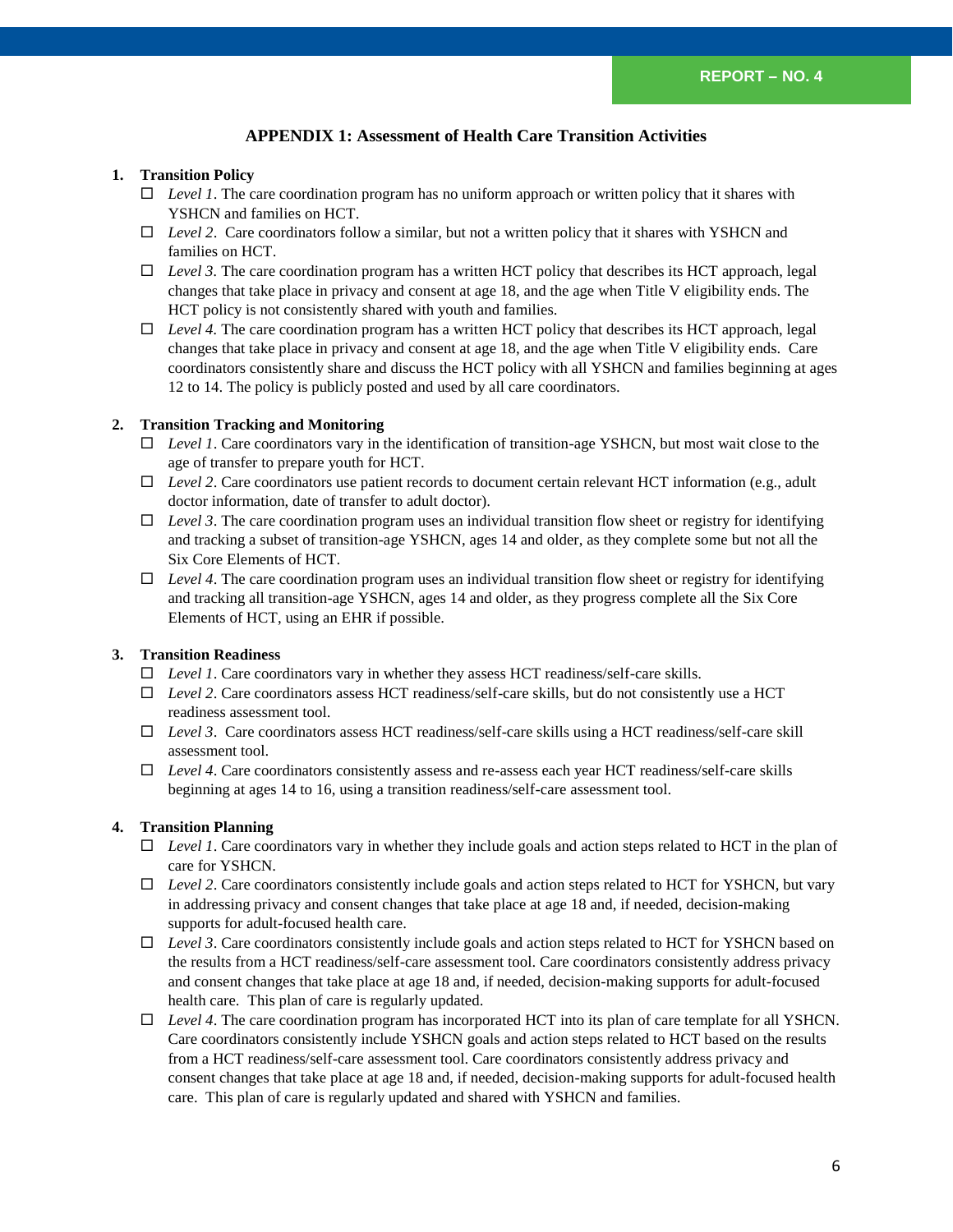## APPENDIX 1: Assessment of Health Care Transition Activities

1. **Transition Policy**
   - ☐ *Level 1*. The care coordination program has no uniform approach or written policy that it shares with YSHCN and families on HCT.
   - ☐ *Level 2*. Care coordinators follow a similar, but not a written policy that it shares with YSHCN and families on HCT.
   - ☐ *Level 3*. The care coordination program has a written HCT policy that describes its HCT approach, legal changes that take place in privacy and consent at age 18, and the age when Title V eligibility ends. The HCT policy is not consistently shared with youth and families.
   - ☐ *Level 4*. The care coordination program has a written HCT policy that describes its HCT approach, legal changes that take place in privacy and consent at age 18, and the age when Title V eligibility ends. Care coordinators consistently share and discuss the HCT policy with all YSHCN and families beginning at ages 12 to 14. The policy is publicly posted and used by all care coordinators.

2. **Transition Tracking and Monitoring**
   - ☐ *Level 1*. Care coordinators vary in the identification of transition-age YSHCN, but most wait close to the age of transfer to prepare youth for HCT.
   - ☐ *Level 2*. Care coordinators use patient records to document certain relevant HCT information (e.g., adult doctor information, date of transfer to adult doctor).
   - ☐ *Level 3*. The care coordination program uses an individual transition flow sheet or registry for identifying and tracking a subset of transition-age YSHCN, ages 14 and older, as they complete some but not all the Six Core Elements of HCT.
   - ☐ *Level 4*. The care coordination program uses an individual transition flow sheet or registry for identifying and tracking all transition-age YSHCN, ages 14 and older, as they progress complete all the Six Core Elements of HCT, using an EHR if possible.

3. **Transition Readiness**
   - ☐ *Level 1*. Care coordinators vary in whether they assess HCT readiness/self-care skills.
   - ☐ *Level 2*. Care coordinators assess HCT readiness/self-care skills, but do not consistently use a HCT readiness assessment tool.
   - ☐ *Level 3*. Care coordinators assess HCT readiness/self-care skills using a HCT readiness/self-care skill assessment tool.
   - ☐ *Level 4*. Care coordinators consistently assess and re-assess each year HCT readiness/self-care skills beginning at ages 14 to 16, using a transition readiness/self-care assessment tool.

4. **Transition Planning**
   - ☐ *Level 1*. Care coordinators vary in whether they include goals and action steps related to HCT in the plan of care for YSHCN.
   - ☐ *Level 2*. Care coordinators consistently include goals and action steps related to HCT for YSHCN, but vary in addressing privacy and consent changes that take place at age 18 and, if needed, decision-making supports for adult-focused health care.
   - ☐ *Level 3*. Care coordinators consistently include goals and action steps related to HCT for YSHCN based on the results from a HCT readiness/self-care assessment tool. Care coordinators consistently address privacy and consent changes that take place at age 18 and, if needed, decision-making supports for adult-focused health care. This plan of care is regularly updated.
   - ☐ *Level 4*. The care coordination program has incorporated HCT into its plan of care template for all YSHCN. Care coordinators consistently include YSHCN goals and action steps related to HCT based on the results from a HCT readiness/self-care assessment tool. Care coordinators consistently address privacy and consent changes that take place at age 18 and, if needed, decision-making supports for adult-focused health care. This plan of care is regularly updated and shared with YSHCN and families.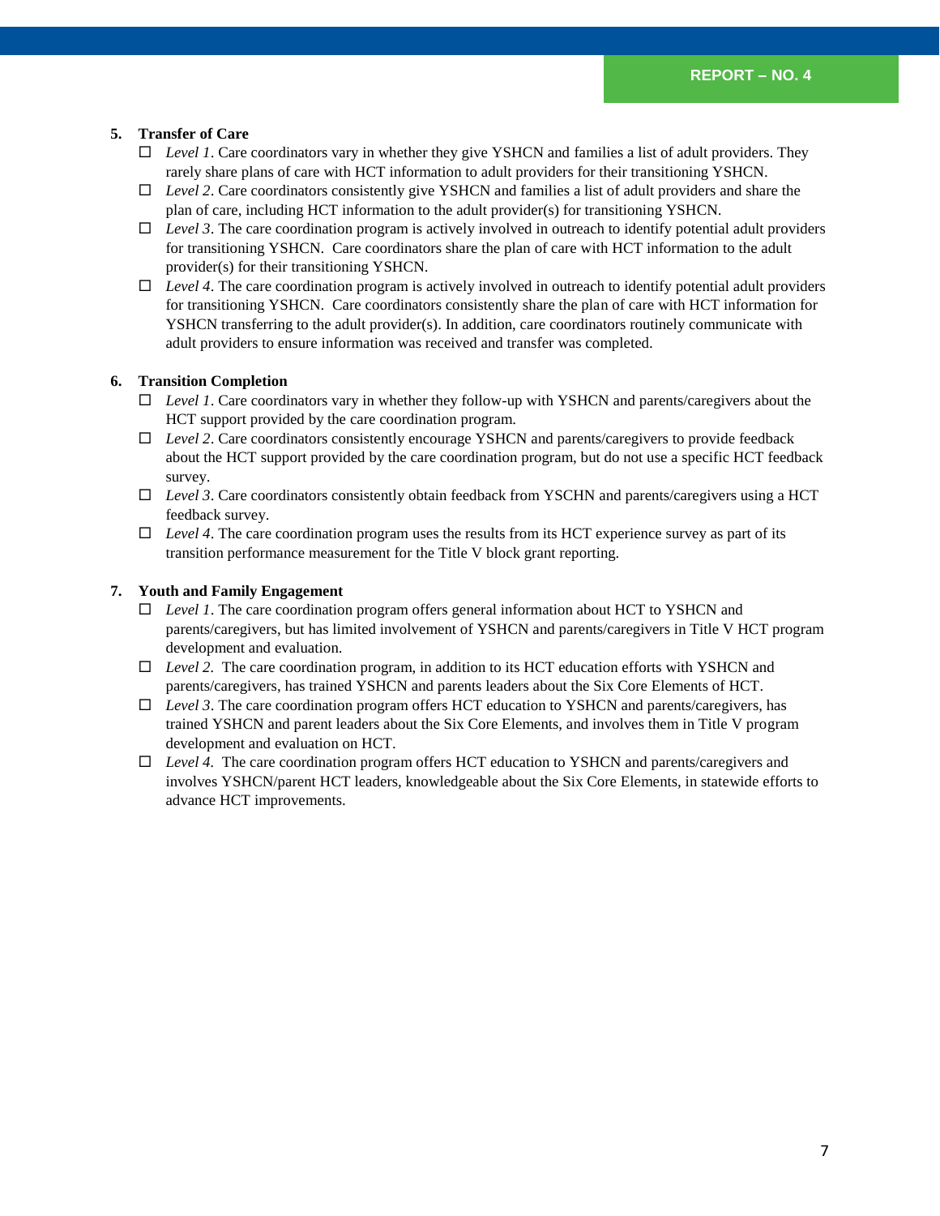5. **Transfer of Care**
   - ☐ *Level 1*. Care coordinators vary in whether they give YSHCN and families a list of adult providers. They rarely share plans of care with HCT information to adult providers for their transitioning YSHCN.
   - ☐ *Level 2*. Care coordinators consistently give YSHCN and families a list of adult providers and share the plan of care, including HCT information to the adult provider(s) for transitioning YSHCN.
   - ☐ *Level 3*. The care coordination program is actively involved in outreach to identify potential adult providers for transitioning YSHCN. Care coordinators share the plan of care with HCT information to the adult provider(s) for their transitioning YSHCN.
   - ☐ *Level 4*. The care coordination program is actively involved in outreach to identify potential adult providers for transitioning YSHCN. Care coordinators consistently share the plan of care with HCT information for YSHCN transferring to the adult provider(s). In addition, care coordinators routinely communicate with adult providers to ensure information was received and transfer was completed.

6. **Transition Completion**
   - ☐ *Level 1*. Care coordinators vary in whether they follow-up with YSHCN and parents/caregivers about the HCT support provided by the care coordination program.
   - ☐ *Level 2*. Care coordinators consistently encourage YSHCN and parents/caregivers to provide feedback about the HCT support provided by the care coordination program, but do not use a specific HCT feedback survey.
   - ☐ *Level 3*. Care coordinators consistently obtain feedback from YSCHN and parents/caregivers using a HCT feedback survey.
   - ☐ *Level 4*. The care coordination program uses the results from its HCT experience survey as part of its transition performance measurement for the Title V block grant reporting.

7. **Youth and Family Engagement**
   - ☐ *Level 1*. The care coordination program offers general information about HCT to YSHCN and parents/caregivers, but has limited involvement of YSHCN and parents/caregivers in Title V HCT program development and evaluation.
   - ☐ *Level 2*. The care coordination program, in addition to its HCT education efforts with YSHCN and parents/caregivers, has trained YSHCN and parents leaders about the Six Core Elements of HCT.
   - ☐ *Level 3*. The care coordination program offers HCT education to YSHCN and parents/caregivers, has trained YSHCN and parent leaders about the Six Core Elements, and involves them in Title V program development and evaluation on HCT.
   - ☐ *Level 4*. The care coordination program offers HCT education to YSHCN and parents/caregivers and involves YSHCN/parent HCT leaders, knowledgeable about the Six Core Elements, in statewide efforts to advance HCT improvements.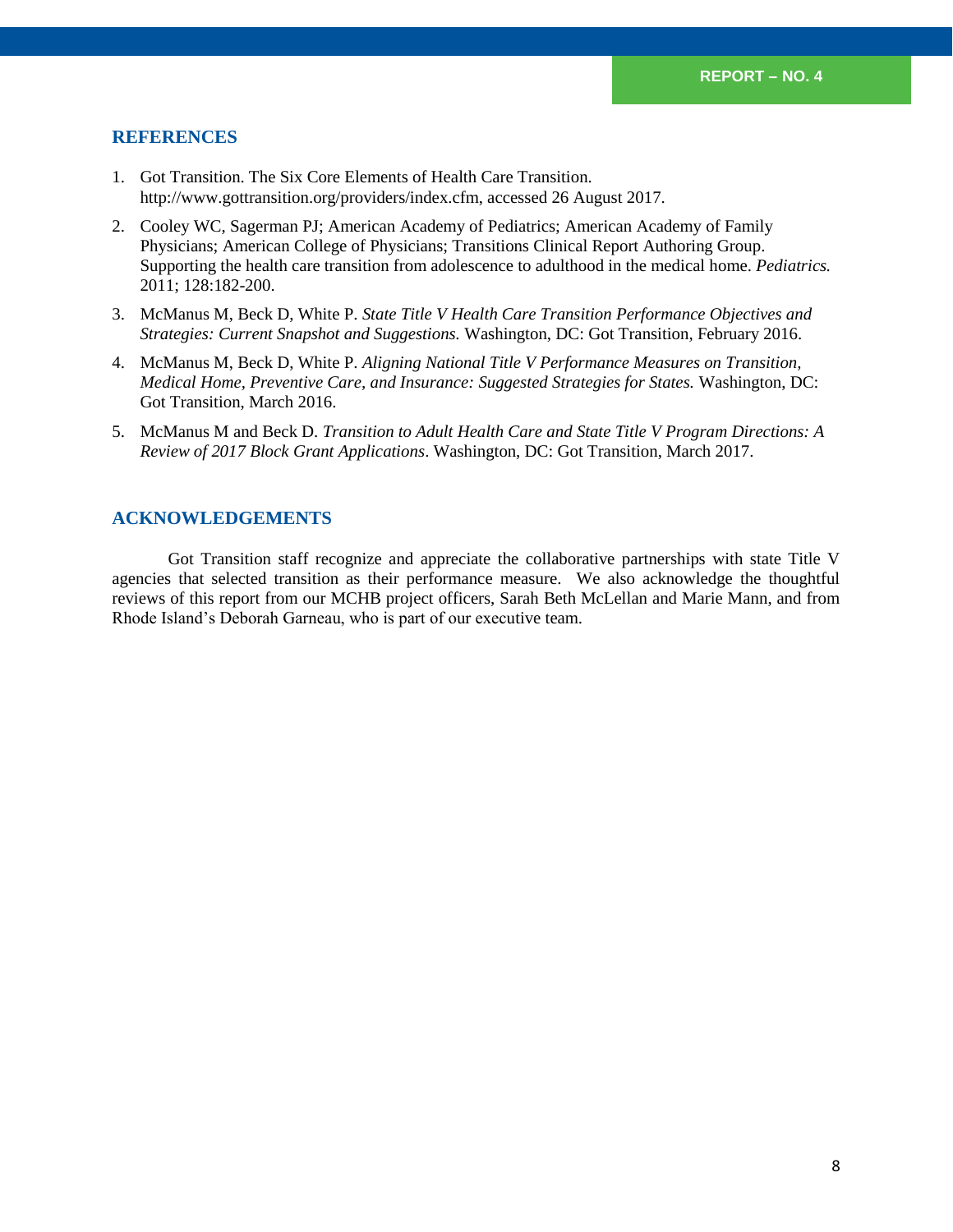## REFERENCES

1. Got Transition. The Six Core Elements of Health Care Transition. http://www.gottransition.org/providers/index.cfm, accessed 26 August 2017.
2. Cooley WC, Sagerman PJ; American Academy of Pediatrics; American Academy of Family Physicians; American College of Physicians; Transitions Clinical Report Authoring Group. Supporting the health care transition from adolescence to adulthood in the medical home. *Pediatrics.* 2011; 128:182-200.
3. McManus M, Beck D, White P. *State Title V Health Care Transition Performance Objectives and Strategies: Current Snapshot and Suggestions.* Washington, DC: Got Transition, February 2016.
4. McManus M, Beck D, White P. *Aligning National Title V Performance Measures on Transition, Medical Home, Preventive Care, and Insurance: Suggested Strategies for States.* Washington, DC: Got Transition, March 2016.
5. McManus M and Beck D. *Transition to Adult Health Care and State Title V Program Directions: A Review of 2017 Block Grant Applications*. Washington, DC: Got Transition, March 2017.

## ACKNOWLEDGEMENTS

Got Transition staff recognize and appreciate the collaborative partnerships with state Title V agencies that selected transition as their performance measure. We also acknowledge the thoughtful reviews of this report from our MCHB project officers, Sarah Beth McLellan and Marie Mann, and from Rhode Island's Deborah Garneau, who is part of our executive team.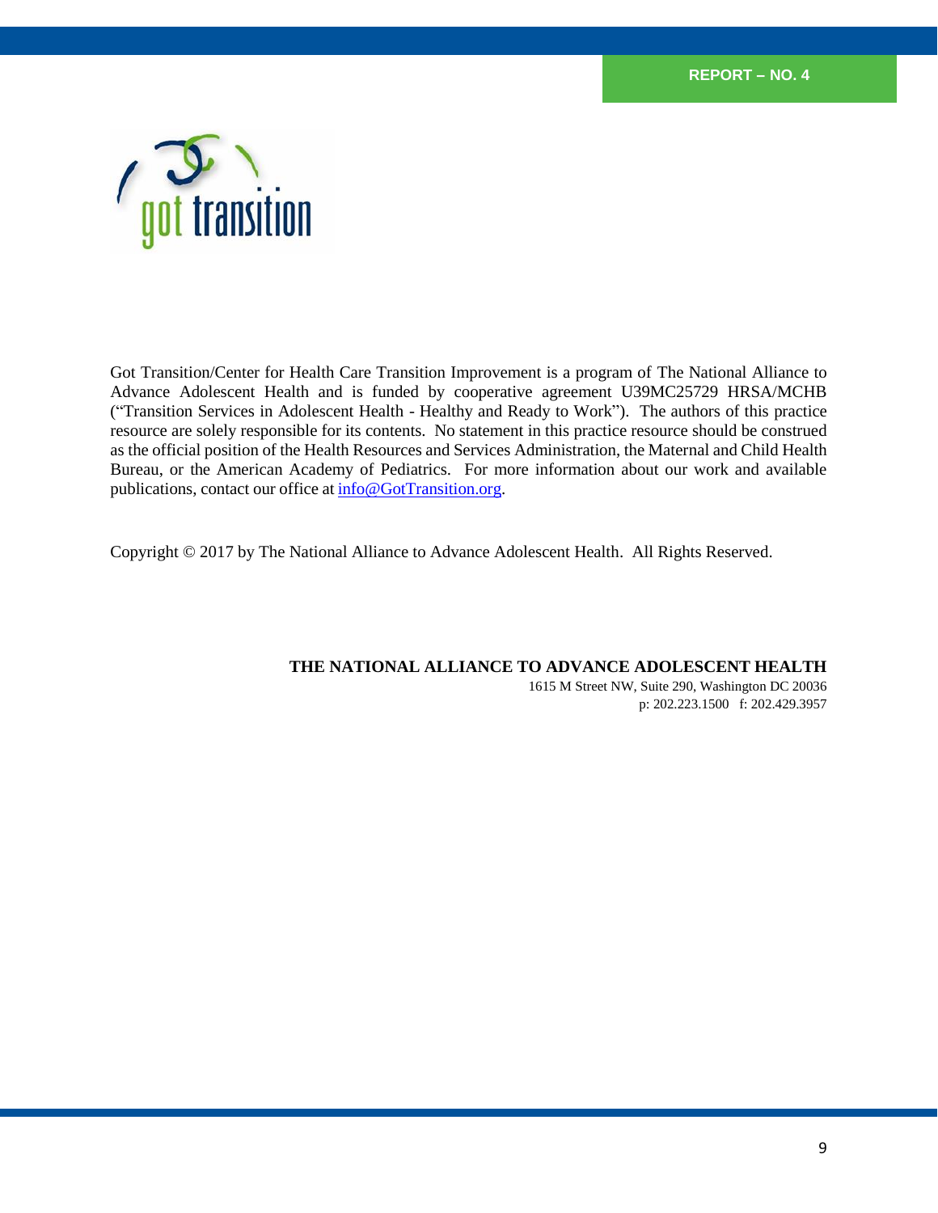REPORT – NO. 4

got transition

Got Transition/Center for Health Care Transition Improvement is a program of The National Alliance to Advance Adolescent Health and is funded by cooperative agreement U39MC25729 HRSA/MCHB ("Transition Services in Adolescent Health - Healthy and Ready to Work"). The authors of this practice resource are solely responsible for its contents. No statement in this practice resource should be construed as the official position of the Health Resources and Services Administration, the Maternal and Child Health Bureau, or the American Academy of Pediatrics. For more information about our work and available publications, contact our office at info@GotTransition.org.

Copyright © 2017 by The National Alliance to Advance Adolescent Health. All Rights Reserved.

**THE NATIONAL ALLIANCE TO ADVANCE ADOLESCENT HEALTH**
1615 M Street NW, Suite 290, Washington DC 20036
p: 202.223.1500 f: 202.429.3957